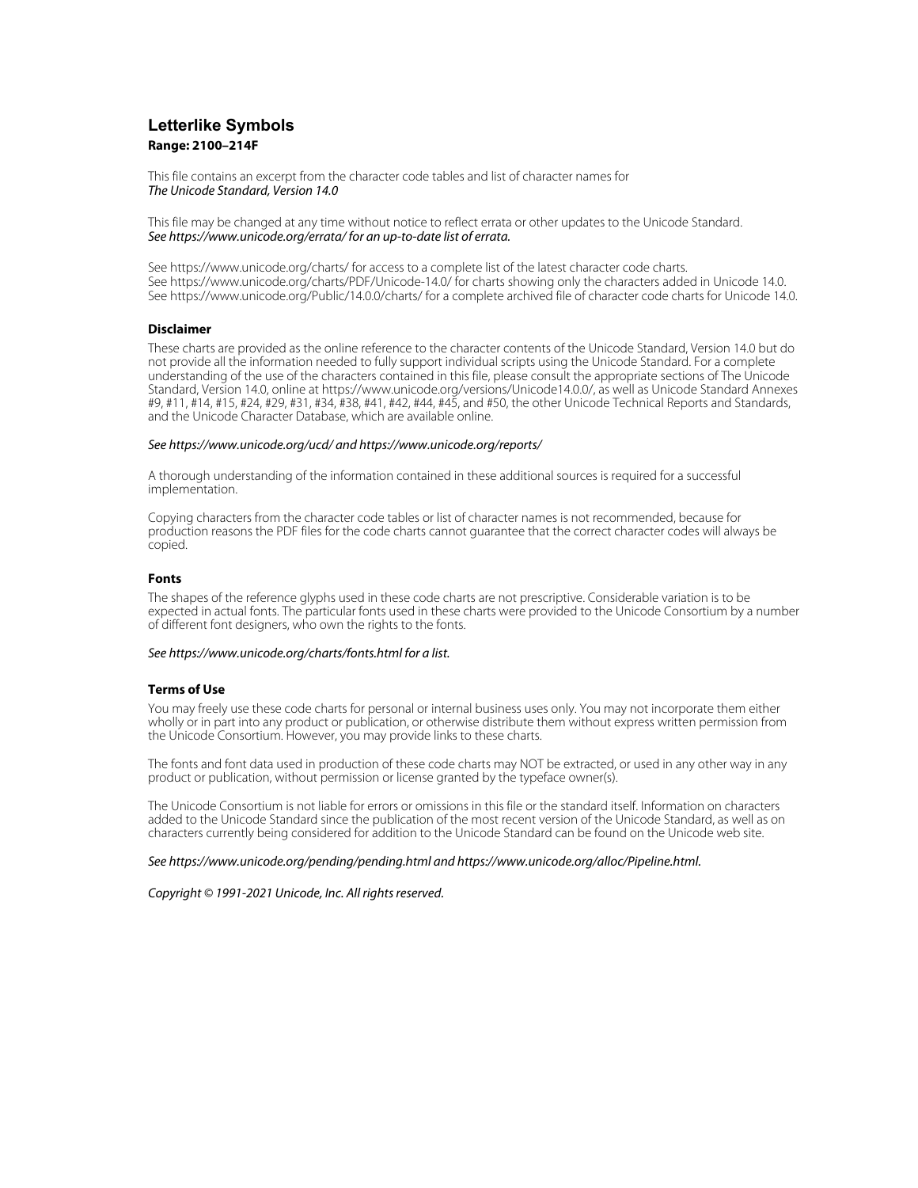# Letterlike Symbols

**Range: 2100–214F**

This file contains an excerpt from the character code tables and list of character names for
*The Unicode Standard, Version 14.0*

This file may be changed at any time without notice to reflect errata or other updates to the Unicode Standard.
*See https://www.unicode.org/errata/ for an up-to-date list of errata.*

See https://www.unicode.org/charts/ for access to a complete list of the latest character code charts.
See https://www.unicode.org/charts/PDF/Unicode-14.0/ for charts showing only the characters added in Unicode 14.0.
See https://www.unicode.org/Public/14.0.0/charts/ for a complete archived file of character code charts for Unicode 14.0.

### Disclaimer

These charts are provided as the online reference to the character contents of the Unicode Standard, Version 14.0 but do not provide all the information needed to fully support individual scripts using the Unicode Standard. For a complete understanding of the use of the characters contained in this file, please consult the appropriate sections of The Unicode Standard, Version 14.0, online at https://www.unicode.org/versions/Unicode14.0.0/, as well as Unicode Standard Annexes #9, #11, #14, #15, #24, #29, #31, #34, #38, #41, #42, #44, #45, and #50, the other Unicode Technical Reports and Standards, and the Unicode Character Database, which are available online.

*See https://www.unicode.org/ucd/ and https://www.unicode.org/reports/*

A thorough understanding of the information contained in these additional sources is required for a successful implementation.

Copying characters from the character code tables or list of character names is not recommended, because for production reasons the PDF files for the code charts cannot guarantee that the correct character codes will always be copied.

### Fonts

The shapes of the reference glyphs used in these code charts are not prescriptive. Considerable variation is to be expected in actual fonts. The particular fonts used in these charts were provided to the Unicode Consortium by a number of different font designers, who own the rights to the fonts.

*See https://www.unicode.org/charts/fonts.html for a list.*

### Terms of Use

You may freely use these code charts for personal or internal business uses only. You may not incorporate them either wholly or in part into any product or publication, or otherwise distribute them without express written permission from the Unicode Consortium. However, you may provide links to these charts.

The fonts and font data used in production of these code charts may NOT be extracted, or used in any other way in any product or publication, without permission or license granted by the typeface owner(s).

The Unicode Consortium is not liable for errors or omissions in this file or the standard itself. Information on characters added to the Unicode Standard since the publication of the most recent version of the Unicode Standard, as well as on characters currently being considered for addition to the Unicode Standard can be found on the Unicode web site.

*See https://www.unicode.org/pending/pending.html and https://www.unicode.org/alloc/Pipeline.html.*

*Copyright © 1991-2021 Unicode, Inc. All rights reserved.*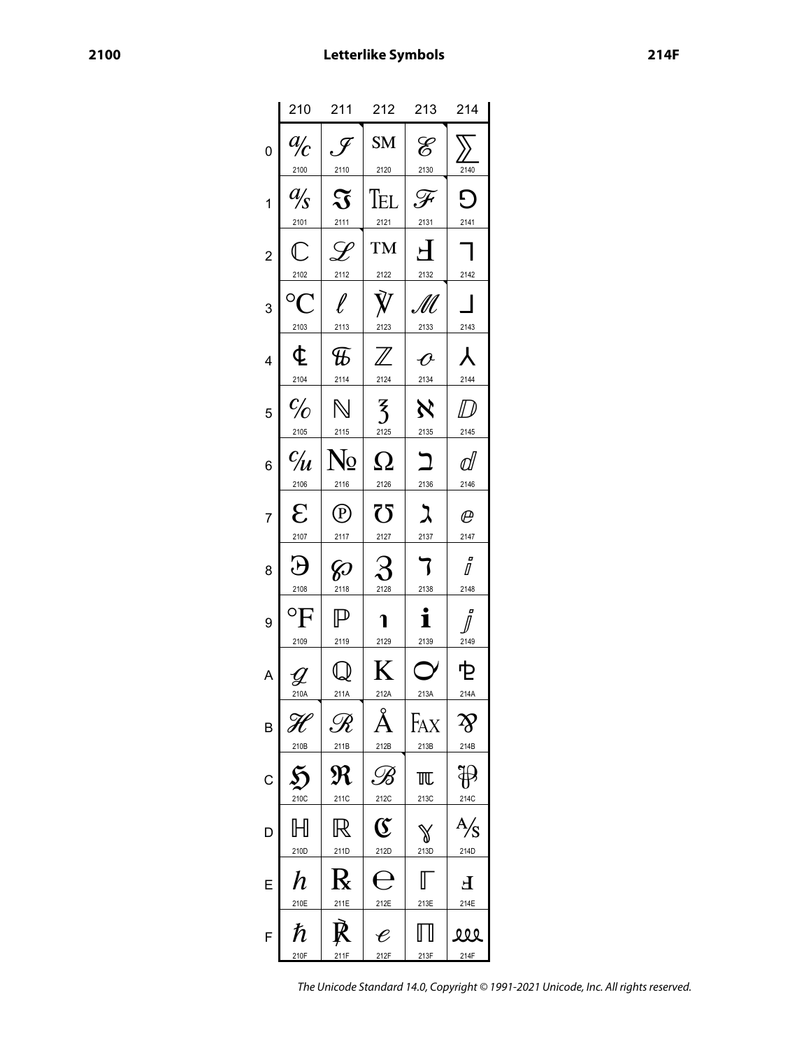# Letterlike Symbols

| | 210 | 211 | 212 | 213 | 214 |
|---|---|---|---|---|---|
| 0 | ℀ 2100 | ℐ 2110 | ℠ 2120 | ℰ 2130 | ⅀ 2140 |
| 1 | ℁ 2101 | ℑ 2111 | ℡ 2121 | ℱ 2131 | ⅁ 2141 |
| 2 | ℂ 2102 | ℒ 2112 | ™ 2122 | Ⅎ 2132 | ⅂ 2142 |
| 3 | ℃ 2103 | ℓ 2113 | ℣ 2123 | ℳ 2133 | ⅃ 2143 |
| 4 | ℄ 2104 | ℔ 2114 | ℤ 2124 | ℴ 2134 | ⅄ 2144 |
| 5 | ℅ 2105 | ℕ 2115 | ℥ 2125 | ℵ 2135 | ⅅ 2145 |
| 6 | ℆ 2106 | № 2116 | Ω 2126 | ℶ 2136 | ⅆ 2146 |
| 7 | ℇ 2107 | ℗ 2117 | ℧ 2127 | ℷ 2137 | ⅇ 2147 |
| 8 | ℈ 2108 | ℘ 2118 | ℨ 2128 | ℸ 2138 | ⅈ 2148 |
| 9 | ℉ 2109 | ℙ 2119 | ℩ 2129 | ℹ 2139 | ⅉ 2149 |
| A | ℊ 210A | ℚ 211A | K 212A | ℺ 213A | ⅊ 214A |
| B | ℋ 210B | ℛ 211B | Å 212B | ℻ 213B | ⅋ 214B |
| C | ℌ 210C | ℜ 211C | ℬ 212C | ℼ 213C | ⅌ 214C |
| D | ℍ 210D | ℝ 211D | ℭ 212D | ℽ 213D | ⅍ 214D |
| E | ℎ 210E | ℞ 211E | ℮ 212E | ℾ 213E | ⅎ 214E |
| F | ℏ 210F | ℟ 211F | ℯ 212F | ℿ 213F | ⅏ 214F |

*The Unicode Standard 14.0, Copyright © 1991-2021 Unicode, Inc. All rights reserved.*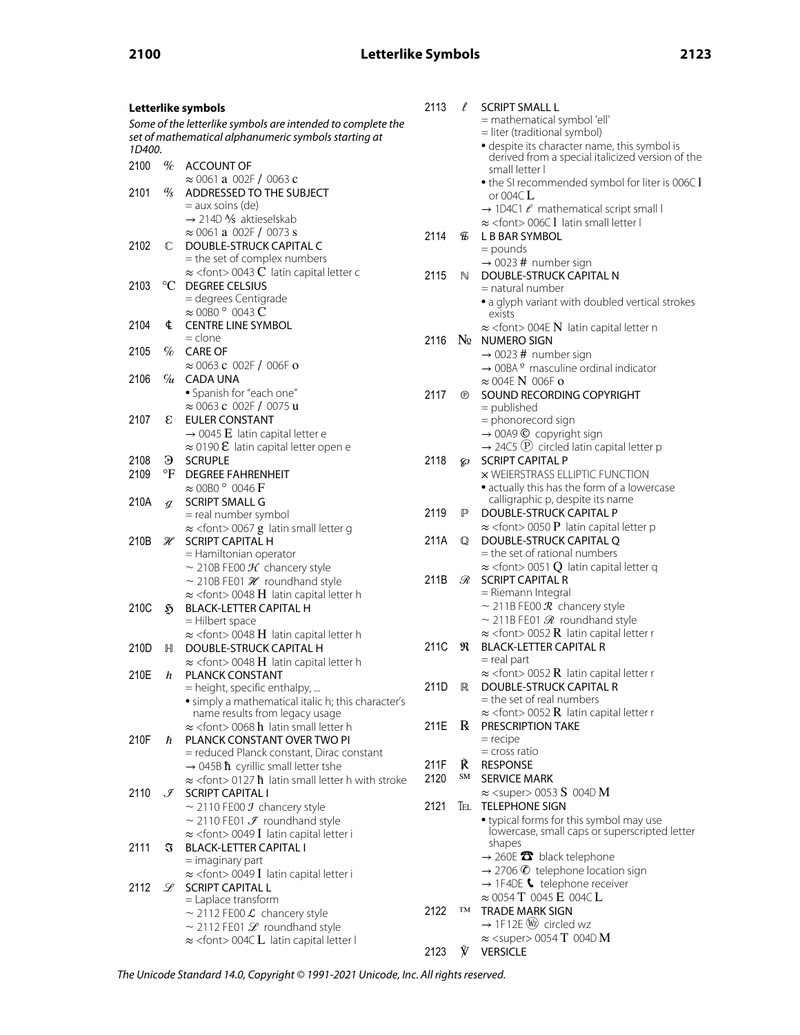## Letterlike symbols

*Some of the letterlike symbols are intended to complete the set of mathematical alphanumeric symbols starting at 1D400.*

2100 ℀ ACCOUNT OF
- ≈ 0061 a 002F / 0063 c

2101 ℁ ADDRESSED TO THE SUBJECT
- = aux soins (de)
- → 214D ⅍ aktieselskab
- ≈ 0061 a 002F / 0073 s

2102 ℂ DOUBLE-STRUCK CAPITAL C
- = the set of complex numbers
- ≈ <font> 0043 C latin capital letter c

2103 ℃ DEGREE CELSIUS
- = degrees Centigrade
- ≈ 00B0 ° 0043 C

2104 ℄ CENTRE LINE SYMBOL
- = clone

2105 ℅ CARE OF
- ≈ 0063 c 002F / 006F o

2106 ℆ CADA UNA
- • Spanish for "each one"
- ≈ 0063 c 002F / 0075 u

2107 ℇ EULER CONSTANT
- → 0045 E latin capital letter e
- ≈ 0190 Ɛ latin capital letter open e

2108 ℈ SCRUPLE

2109 ℉ DEGREE FAHRENHEIT
- ≈ 00B0 ° 0046 F

210A ℊ SCRIPT SMALL G
- = real number symbol
- ≈ <font> 0067 g latin small letter g

210B ℋ SCRIPT CAPITAL H
- = Hamiltonian operator
- ~ 210B FE00 ℋ chancery style
- ~ 210B FE01 ℋ roundhand style
- ≈ <font> 0048 H latin capital letter h

210C ℌ BLACK-LETTER CAPITAL H
- = Hilbert space
- ≈ <font> 0048 H latin capital letter h

210D ℍ DOUBLE-STRUCK CAPITAL H
- ≈ <font> 0048 H latin capital letter h

210E ℎ PLANCK CONSTANT
- = height, specific enthalpy, ...
- • simply a mathematical italic h; this character's name results from legacy usage
- ≈ <font> 0068 h latin small letter h

210F ℏ PLANCK CONSTANT OVER TWO PI
- = reduced Planck constant, Dirac constant
- → 045B ћ cyrillic small letter tshe
- ≈ <font> 0127 ħ latin small letter h with stroke

2110 ℐ SCRIPT CAPITAL I
- ~ 2110 FE00 ℐ chancery style
- ~ 2110 FE01 ℐ roundhand style
- ≈ <font> 0049 I latin capital letter i

2111 ℑ BLACK-LETTER CAPITAL I
- = imaginary part
- ≈ <font> 0049 I latin capital letter i

2112 ℒ SCRIPT CAPITAL L
- = Laplace transform
- ~ 2112 FE00 ℒ chancery style
- ~ 2112 FE01 ℒ roundhand style
- ≈ <font> 004C L latin capital letter l

2113 ℓ SCRIPT SMALL L
- = mathematical symbol 'ell'
- = liter (traditional symbol)
- • despite its character name, this symbol is derived from a special italicized version of the small letter l
- • the SI recommended symbol for liter is 006C l or 004C L
- → 1D4C1 𝓁 mathematical script small l
- ≈ <font> 006C l latin small letter l

2114 ℔ L B BAR SYMBOL
- = pounds
- → 0023 # number sign

2115 ℕ DOUBLE-STRUCK CAPITAL N
- = natural number
- • a glyph variant with doubled vertical strokes exists
- ≈ <font> 004E N latin capital letter n

2116 № NUMERO SIGN
- → 0023 # number sign
- → 00BA º masculine ordinal indicator
- ≈ 004E N 006F o

2117 ℗ SOUND RECORDING COPYRIGHT
- = published
- = phonorecord sign
- → 00A9 © copyright sign
- → 24C5 Ⓟ circled latin capital letter p

2118 ℘ SCRIPT CAPITAL P
- × WEIERSTRASS ELLIPTIC FUNCTION
- • actually this has the form of a lowercase calligraphic p, despite its name

2119 ℙ DOUBLE-STRUCK CAPITAL P
- ≈ <font> 0050 P latin capital letter p

211A ℚ DOUBLE-STRUCK CAPITAL Q
- = the set of rational numbers
- ≈ <font> 0051 Q latin capital letter q

211B ℛ SCRIPT CAPITAL R
- = Riemann Integral
- ~ 211B FE00 ℛ chancery style
- ~ 211B FE01 ℛ roundhand style
- ≈ <font> 0052 R latin capital letter r

211C ℜ BLACK-LETTER CAPITAL R
- = real part
- ≈ <font> 0052 R latin capital letter r

211D ℝ DOUBLE-STRUCK CAPITAL R
- = the set of real numbers
- ≈ <font> 0052 R latin capital letter r

211E ℞ PRESCRIPTION TAKE
- = recipe
- = cross ratio

211F ℟ RESPONSE

2120 ℠ SERVICE MARK
- ≈ <super> 0053 S 004D M

2121 ℡ TELEPHONE SIGN
- • typical forms for this symbol may use lowercase, small caps or superscripted letter shapes
- → 260E ☎ black telephone
- → 2706 ✆ telephone location sign
- → 1F4DE 📞 telephone receiver
- ≈ 0054 T 0045 E 004C L

2122 ™ TRADE MARK SIGN
- → 1F12E 🄮 circled wz
- ≈ <super> 0054 T 004D M

2123 ℣ VERSICLE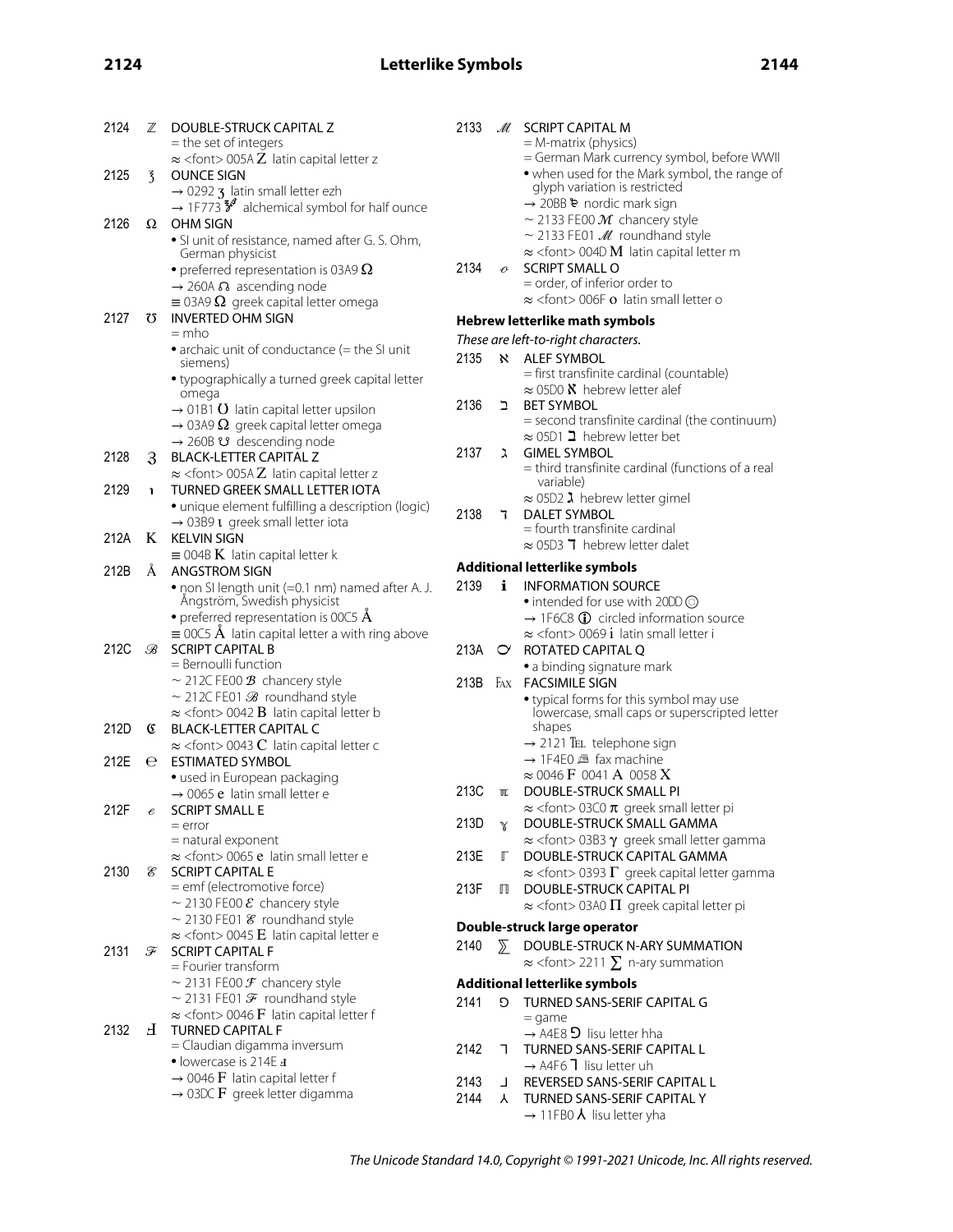2124 ℤ DOUBLE-STRUCK CAPITAL Z
- = the set of integers
- ≈ <font> 005A Z latin capital letter z

2125 ℥ OUNCE SIGN
- → 0292 ʒ latin small letter ezh
- → 1F773 🝳 alchemical symbol for half ounce

2126 Ω OHM SIGN
- • SI unit of resistance, named after G. S. Ohm, German physicist
- • preferred representation is 03A9 Ω
- → 260A ☊ ascending node
- ≡ 03A9 Ω greek capital letter omega

2127 ℧ INVERTED OHM SIGN
- = mho
- • archaic unit of conductance (= the SI unit siemens)
- • typographically a turned greek capital letter omega
- → 01B1 Ʊ latin capital letter upsilon
- → 03A9 Ω greek capital letter omega
- → 260B ☋ descending node

2128 ℨ BLACK-LETTER CAPITAL Z
- ≈ <font> 005A Z latin capital letter z

2129 ℩ TURNED GREEK SMALL LETTER IOTA
- • unique element fulfilling a description (logic)
- → 03B9 ι greek small letter iota

212A K KELVIN SIGN
- ≡ 004B K latin capital letter k

212B Å ANGSTROM SIGN
- • non SI length unit (=0.1 nm) named after A. J. Ångström, Swedish physicist
- • preferred representation is 00C5 Å
- ≡ 00C5 Å latin capital letter a with ring above

212C ℬ SCRIPT CAPITAL B
- = Bernoulli function
- ~ 212C FE00 ℬ chancery style
- ~ 212C FE01 ℬ roundhand style
- ≈ <font> 0042 B latin capital letter b

212D ℭ BLACK-LETTER CAPITAL C
- ≈ <font> 0043 C latin capital letter c

212E ℮ ESTIMATED SYMBOL
- • used in European packaging
- → 0065 e latin small letter e

212F ℯ SCRIPT SMALL E
- = error
- = natural exponent
- ≈ <font> 0065 e latin small letter e

2130 ℰ SCRIPT CAPITAL E
- = emf (electromotive force)
- ~ 2130 FE00 ℰ chancery style
- ~ 2130 FE01 ℰ roundhand style
- ≈ <font> 0045 E latin capital letter e

2131 ℱ SCRIPT CAPITAL F
- = Fourier transform
- ~ 2131 FE00 ℱ chancery style
- ~ 2131 FE01 ℱ roundhand style
- ≈ <font> 0046 F latin capital letter f

2132 Ⅎ TURNED CAPITAL F
- = Claudian digamma inversum
- • lowercase is 214E ⅎ
- → 0046 F latin capital letter f
- → 03DC Ϝ greek letter digamma

2133 ℳ SCRIPT CAPITAL M
- = M-matrix (physics)
- = German Mark currency symbol, before WWII
- • when used for the Mark symbol, the range of glyph variation is restricted
- → 20BB ₻ nordic mark sign
- ~ 2133 FE00 ℳ chancery style
- ~ 2133 FE01 ℳ roundhand style
- ≈ <font> 004D M latin capital letter m

2134 ℴ SCRIPT SMALL O
- = order, of inferior order to
- ≈ <font> 006F o latin small letter o

### Hebrew letterlike math symbols

*These are left-to-right characters.*

2135 ℵ ALEF SYMBOL
- = first transfinite cardinal (countable)
- ≈ 05D0 א hebrew letter alef

2136 ℶ BET SYMBOL
- = second transfinite cardinal (the continuum)
- ≈ 05D1 ב hebrew letter bet

2137 ℷ GIMEL SYMBOL
- = third transfinite cardinal (functions of a real variable)
- ≈ 05D2 ג hebrew letter gimel

2138 ℸ DALET SYMBOL
- = fourth transfinite cardinal
- ≈ 05D3 ד hebrew letter dalet

### Additional letterlike symbols

2139 ℹ INFORMATION SOURCE
- • intended for use with 20DD ⃝
- → 1F6C8 🛈 circled information source
- ≈ <font> 0069 i latin small letter i

213A ℺ ROTATED CAPITAL Q
- • a binding signature mark

213B ℻ FACSIMILE SIGN
- • typical forms for this symbol may use lowercase, small caps or superscripted letter shapes
- → 2121 ℡ telephone sign
- → 1F4E0 📠 fax machine
- ≈ 0046 F 0041 A 0058 X

213C ℼ DOUBLE-STRUCK SMALL PI
- ≈ <font> 03C0 π greek small letter pi

213D ℽ DOUBLE-STRUCK SMALL GAMMA
- ≈ <font> 03B3 γ greek small letter gamma

213E ℾ DOUBLE-STRUCK CAPITAL GAMMA
- ≈ <font> 0393 Γ greek capital letter gamma

213F ℿ DOUBLE-STRUCK CAPITAL PI
- ≈ <font> 03A0 Π greek capital letter pi

### Double-struck large operator

2140 ⅀ DOUBLE-STRUCK N-ARY SUMMATION
- ≈ <font> 2211 ∑ n-ary summation

### Additional letterlike symbols

2141 ⅁ TURNED SANS-SERIF CAPITAL G
- = game
- → A4E8 ꓨ lisu letter hha

2142 ⅂ TURNED SANS-SERIF CAPITAL L
- → A4F6 ꓶ lisu letter uh

2143 ⅃ REVERSED SANS-SERIF CAPITAL L

2144 ⅄ TURNED SANS-SERIF CAPITAL Y
- → 11FB0 𑾰 lisu letter yha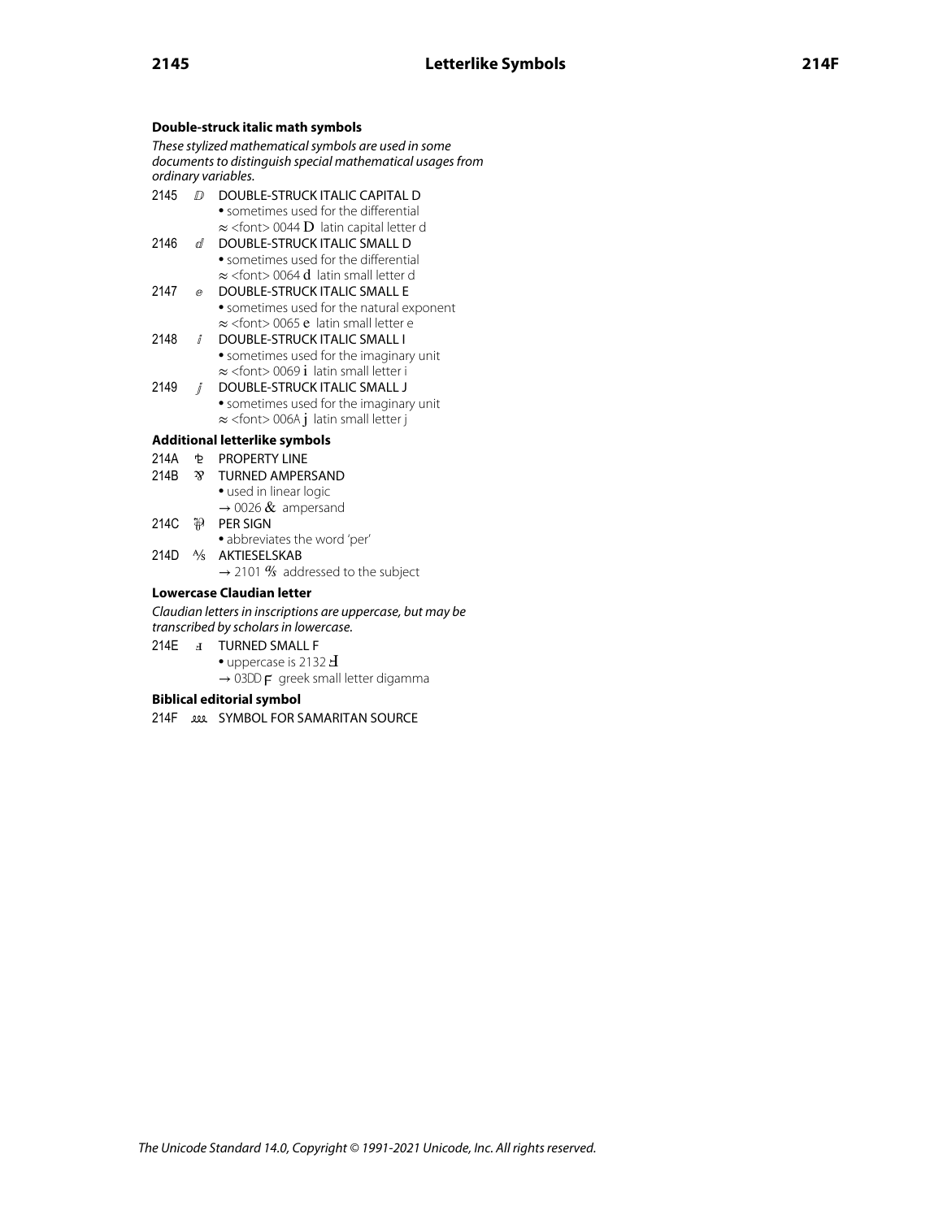### Double-struck italic math symbols

*These stylized mathematical symbols are used in some documents to distinguish special mathematical usages from ordinary variables.*

2145 ⅅ DOUBLE-STRUCK ITALIC CAPITAL D
- sometimes used for the differential
- ≈ <font> 0044 D latin capital letter d

2146 ⅆ DOUBLE-STRUCK ITALIC SMALL D
- sometimes used for the differential
- ≈ <font> 0064 d latin small letter d

2147 ⅇ DOUBLE-STRUCK ITALIC SMALL E
- sometimes used for the natural exponent
- ≈ <font> 0065 e latin small letter e

2148 ⅈ DOUBLE-STRUCK ITALIC SMALL I
- sometimes used for the imaginary unit
- ≈ <font> 0069 i latin small letter i

2149 ⅉ DOUBLE-STRUCK ITALIC SMALL J
- sometimes used for the imaginary unit
- ≈ <font> 006A j latin small letter j

### Additional letterlike symbols

214A ⅊ PROPERTY LINE

214B ⅋ TURNED AMPERSAND
- used in linear logic
- → 0026 & ampersand

214C ⅌ PER SIGN
- abbreviates the word 'per'

214D ⅍ AKTIESELSKAB
- → 2101 ℁ addressed to the subject

### Lowercase Claudian letter

*Claudian letters in inscriptions are uppercase, but may be transcribed by scholars in lowercase.*

214E ⅎ TURNED SMALL F
- uppercase is 2132 Ⅎ
- → 03DD ϝ greek small letter digamma

### Biblical editorial symbol

214F ⅏ SYMBOL FOR SAMARITAN SOURCE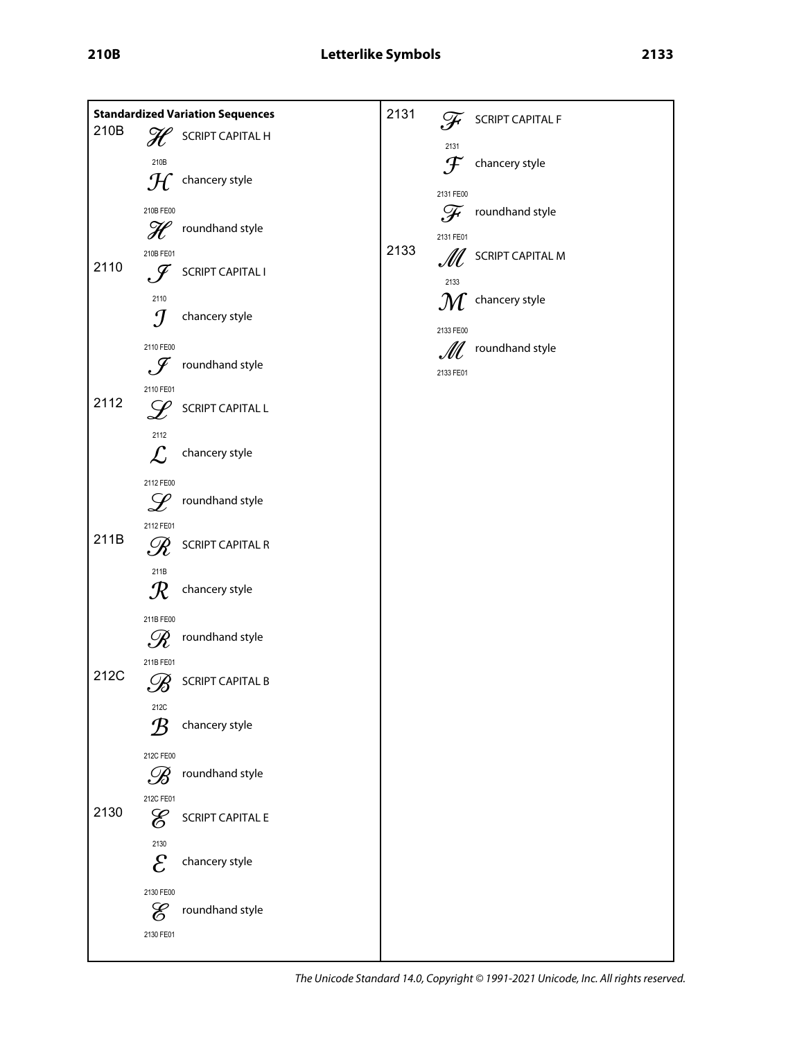**Standardized Variation Sequences**

210B ℋ SCRIPT CAPITAL H
210B

ℋ︀ chancery style
210B FE00

ℋ︁ roundhand style
210B FE01

2110 ℐ SCRIPT CAPITAL I
2110

ℐ︀ chancery style
2110 FE00

ℐ︁ roundhand style
2110 FE01

2112 ℒ SCRIPT CAPITAL L
2112

ℒ︀ chancery style
2112 FE00

ℒ︁ roundhand style
2112 FE01

211B ℛ SCRIPT CAPITAL R
211B

ℛ︀ chancery style
211B FE00

ℛ︁ roundhand style
211B FE01

212C ℬ SCRIPT CAPITAL B
212C

ℬ︀ chancery style
212C FE00

ℬ︁ roundhand style
212C FE01

2130 ℰ SCRIPT CAPITAL E
2130

ℰ︀ chancery style
2130 FE00

ℰ︁ roundhand style
2130 FE01

2131 ℱ SCRIPT CAPITAL F
2131

ℱ︀ chancery style
2131 FE00

ℱ︁ roundhand style
2131 FE01

2133 ℳ SCRIPT CAPITAL M
2133

ℳ︀ chancery style
2133 FE00

ℳ︁ roundhand style
2133 FE01